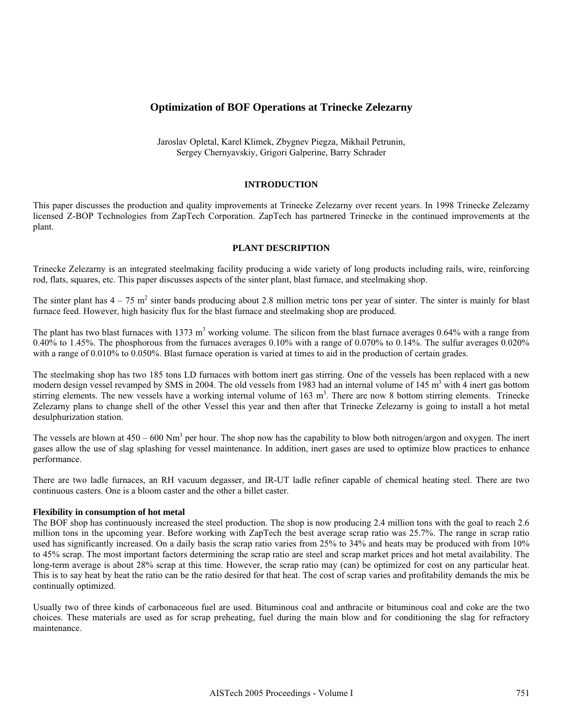# Optimization of BOF Operations at Trinecke Zelezarny

Jaroslav Opletal, Karel Klimek, Zbygnev Piegza, Mikhail Petrunin,
Sergey Chernyavskiy, Grigori Galperine, Barry Schrader

## INTRODUCTION

This paper discusses the production and quality improvements at Trinecke Zelezarny over recent years. In 1998 Trinecke Zelezarny licensed Z-BOP Technologies from ZapTech Corporation. ZapTech has partnered Trinecke in the continued improvements at the plant.

## PLANT DESCRIPTION

Trinecke Zelezarny is an integrated steelmaking facility producing a wide variety of long products including rails, wire, reinforcing rod, flats, squares, etc. This paper discusses aspects of the sinter plant, blast furnace, and steelmaking shop.

The sinter plant has 4 – 75 $m^2$ sinter bands producing about 2.8 million metric tons per year of sinter. The sinter is mainly for blast furnace feed. However, high basicity flux for the blast furnace and steelmaking shop are produced.

The plant has two blast furnaces with 1373 $m^3$ working volume. The silicon from the blast furnace averages 0.64% with a range from 0.40% to 1.45%. The phosphorous from the furnaces averages 0.10% with a range of 0.070% to 0.14%. The sulfur averages 0.020% with a range of 0.010% to 0.050%. Blast furnace operation is varied at times to aid in the production of certain grades.

The steelmaking shop has two 185 tons LD furnaces with bottom inert gas stirring. One of the vessels has been replaced with a new modern design vessel revamped by SMS in 2004. The old vessels from 1983 had an internal volume of 145 $m^3$ with 4 inert gas bottom stirring elements. The new vessels have a working internal volume of 163 $m^3$. There are now 8 bottom stirring elements. Trinecke Zelezarny plans to change shell of the other Vessel this year and then after that Trinecke Zelezarny is going to install a hot metal desulphurization station.

The vessels are blown at 450 – 600 $Nm^3$ per hour. The shop now has the capability to blow both nitrogen/argon and oxygen. The inert gases allow the use of slag splashing for vessel maintenance. In addition, inert gases are used to optimize blow practices to enhance performance.

There are two ladle furnaces, an RH vacuum degasser, and IR-UT ladle refiner capable of chemical heating steel. There are two continuous casters. One is a bloom caster and the other a billet caster.

**Flexibility in consumption of hot metal**

The BOF shop has continuously increased the steel production. The shop is now producing 2.4 million tons with the goal to reach 2.6 million tons in the upcoming year. Before working with ZapTech the best average scrap ratio was 25.7%. The range in scrap ratio used has significantly increased. On a daily basis the scrap ratio varies from 25% to 34% and heats may be produced with from 10% to 45% scrap. The most important factors determining the scrap ratio are steel and scrap market prices and hot metal availability. The long-term average is about 28% scrap at this time. However, the scrap ratio may (can) be optimized for cost on any particular heat. This is to say heat by heat the ratio can be the ratio desired for that heat. The cost of scrap varies and profitability demands the mix be continually optimized.

Usually two of three kinds of carbonaceous fuel are used. Bituminous coal and anthracite or bituminous coal and coke are the two choices. These materials are used as for scrap preheating, fuel during the main blow and for conditioning the slag for refractory maintenance.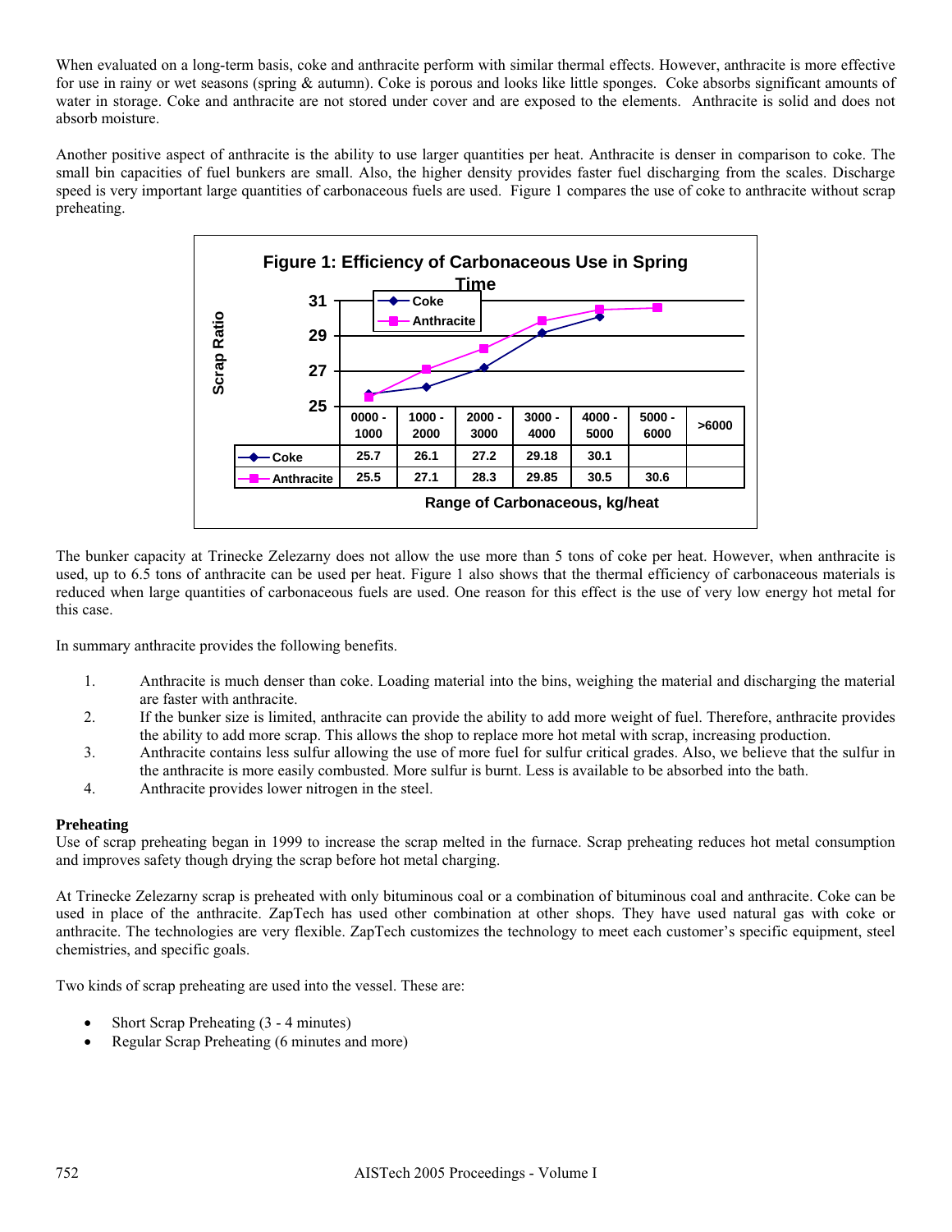When evaluated on a long-term basis, coke and anthracite perform with similar thermal effects. However, anthracite is more effective for use in rainy or wet seasons (spring & autumn). Coke is porous and looks like little sponges. Coke absorbs significant amounts of water in storage. Coke and anthracite are not stored under cover and are exposed to the elements. Anthracite is solid and does not absorb moisture.

Another positive aspect of anthracite is the ability to use larger quantities per heat. Anthracite is denser in comparison to coke. The small bin capacities of fuel bunkers are small. Also, the higher density provides faster fuel discharging from the scales. Discharge speed is very important large quantities of carbonaceous fuels are used. Figure 1 compares the use of coke to anthracite without scrap preheating.

**Figure 1: Efficiency of Carbonaceous Use in Spring Time**

Scrap Ratio by Range of Carbonaceous, kg/heat:

| | 0000 - 1000 | 1000 - 2000 | 2000 - 3000 | 3000 - 4000 | 4000 - 5000 | 5000 - 6000 | >6000 |
|---|---|---|---|---|---|---|---|
| Coke | 25.7 | 26.1 | 27.2 | 29.18 | 30.1 | | |
| Anthracite | 25.5 | 27.1 | 28.3 | 29.85 | 30.5 | 30.6 | |

The bunker capacity at Trinecke Zelezarny does not allow the use more than 5 tons of coke per heat. However, when anthracite is used, up to 6.5 tons of anthracite can be used per heat. Figure 1 also shows that the thermal efficiency of carbonaceous materials is reduced when large quantities of carbonaceous fuels are used. One reason for this effect is the use of very low energy hot metal for this case.

In summary anthracite provides the following benefits.

1. Anthracite is much denser than coke. Loading material into the bins, weighing the material and discharging the material are faster with anthracite.
2. If the bunker size is limited, anthracite can provide the ability to add more weight of fuel. Therefore, anthracite provides the ability to add more scrap. This allows the shop to replace more hot metal with scrap, increasing production.
3. Anthracite contains less sulfur allowing the use of more fuel for sulfur critical grades. Also, we believe that the sulfur in the anthracite is more easily combusted. More sulfur is burnt. Less is available to be absorbed into the bath.
4. Anthracite provides lower nitrogen in the steel.

**Preheating**

Use of scrap preheating began in 1999 to increase the scrap melted in the furnace. Scrap preheating reduces hot metal consumption and improves safety though drying the scrap before hot metal charging.

At Trinecke Zelezarny scrap is preheated with only bituminous coal or a combination of bituminous coal and anthracite. Coke can be used in place of the anthracite. ZapTech has used other combination at other shops. They have used natural gas with coke or anthracite. The technologies are very flexible. ZapTech customizes the technology to meet each customer's specific equipment, steel chemistries, and specific goals.

Two kinds of scrap preheating are used into the vessel. These are:

- Short Scrap Preheating (3 - 4 minutes)
- Regular Scrap Preheating (6 minutes and more)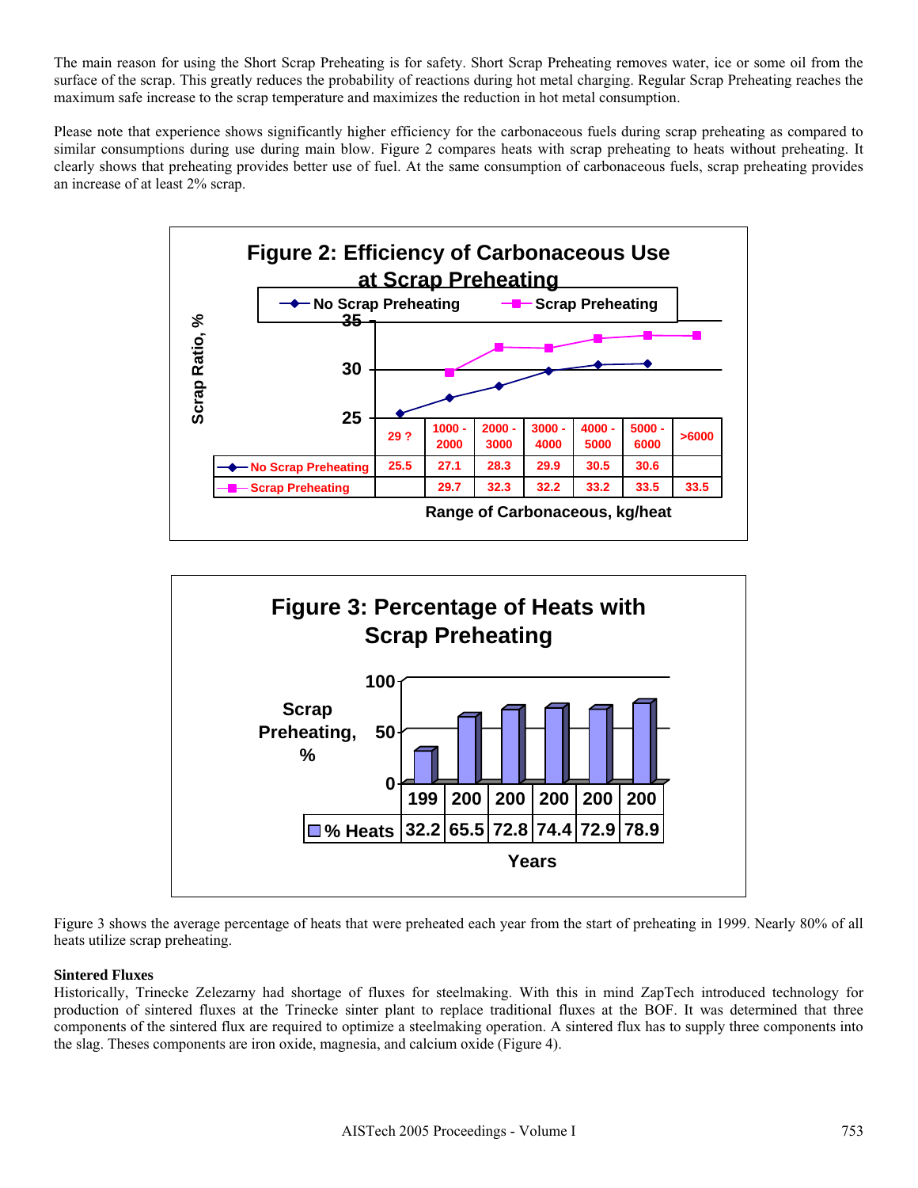The main reason for using the Short Scrap Preheating is for safety. Short Scrap Preheating removes water, ice or some oil from the surface of the scrap. This greatly reduces the probability of reactions during hot metal charging. Regular Scrap Preheating reaches the maximum safe increase to the scrap temperature and maximizes the reduction in hot metal consumption.

Please note that experience shows significantly higher efficiency for the carbonaceous fuels during scrap preheating as compared to similar consumptions during use during main blow. Figure 2 compares heats with scrap preheating to heats without preheating. It clearly shows that preheating provides better use of fuel. At the same consumption of carbonaceous fuels, scrap preheating provides an increase of at least 2% scrap.

**Figure 2: Efficiency of Carbonaceous Use at Scrap Preheating**

Scrap Ratio, %

| Range of Carbonaceous, kg/heat | 29 ? | 1000 - 2000 | 2000 - 3000 | 3000 - 4000 | 4000 - 5000 | 5000 - 6000 | >6000 |
|---|---|---|---|---|---|---|---|
| No Scrap Preheating | 25.5 | 27.1 | 28.3 | 29.9 | 30.5 | 30.6 | |
| Scrap Preheating | | 29.7 | 32.3 | 32.2 | 33.2 | 33.5 | 33.5 |

**Figure 3: Percentage of Heats with Scrap Preheating**

Scrap Preheating, %

| Years | 199 | 200 | 200 | 200 | 200 | 200 |
|---|---|---|---|---|---|---|
| % Heats | 32.2 | 65.5 | 72.8 | 74.4 | 72.9 | 78.9 |

Figure 3 shows the average percentage of heats that were preheated each year from the start of preheating in 1999. Nearly 80% of all heats utilize scrap preheating.

**Sintered Fluxes**

Historically, Trinecke Zelezarny had shortage of fluxes for steelmaking. With this in mind ZapTech introduced technology for production of sintered fluxes at the Trinecke sinter plant to replace traditional fluxes at the BOF. It was determined that three components of the sintered flux are required to optimize a steelmaking operation. A sintered flux has to supply three components into the slag. Theses components are iron oxide, magnesia, and calcium oxide (Figure 4).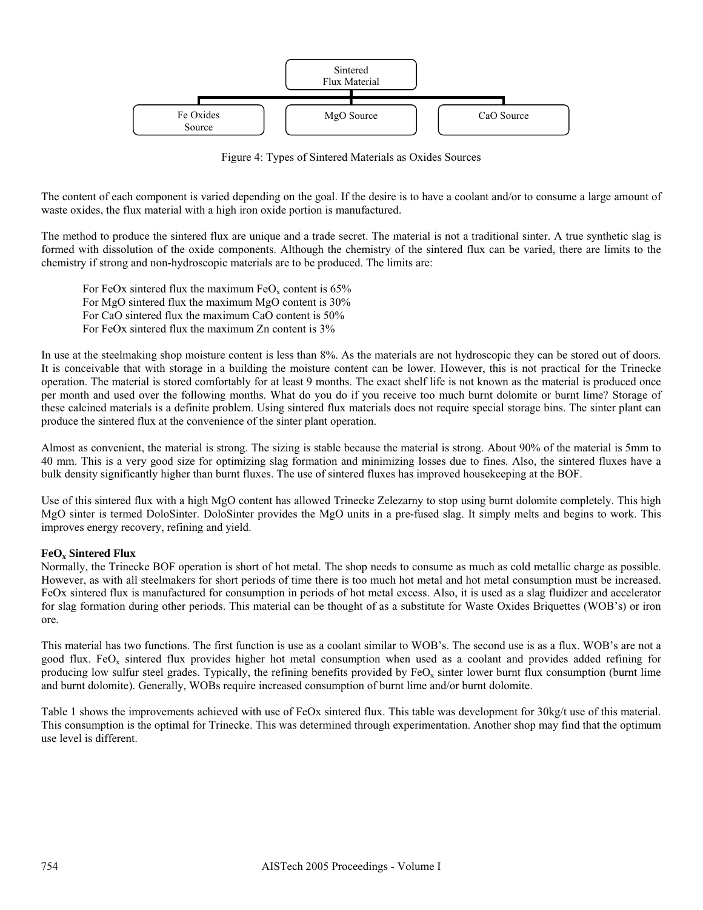Sintered Flux Material

Fe Oxides Source | MgO Source | CaO Source

Figure 4: Types of Sintered Materials as Oxides Sources

The content of each component is varied depending on the goal. If the desire is to have a coolant and/or to consume a large amount of waste oxides, the flux material with a high iron oxide portion is manufactured.

The method to produce the sintered flux are unique and a trade secret. The material is not a traditional sinter. A true synthetic slag is formed with dissolution of the oxide components. Although the chemistry of the sintered flux can be varied, there are limits to the chemistry if strong and non-hydroscopic materials are to be produced. The limits are:

For FeOx sintered flux the maximum $FeO_x$ content is 65%
For MgO sintered flux the maximum MgO content is 30%
For CaO sintered flux the maximum CaO content is 50%
For FeOx sintered flux the maximum Zn content is 3%

In use at the steelmaking shop moisture content is less than 8%. As the materials are not hydroscopic they can be stored out of doors. It is conceivable that with storage in a building the moisture content can be lower. However, this is not practical for the Trinecke operation. The material is stored comfortably for at least 9 months. The exact shelf life is not known as the material is produced once per month and used over the following months. What do you do if you receive too much burnt dolomite or burnt lime? Storage of these calcined materials is a definite problem. Using sintered flux materials does not require special storage bins. The sinter plant can produce the sintered flux at the convenience of the sinter plant operation.

Almost as convenient, the material is strong. The sizing is stable because the material is strong. About 90% of the material is 5mm to 40 mm. This is a very good size for optimizing slag formation and minimizing losses due to fines. Also, the sintered fluxes have a bulk density significantly higher than burnt fluxes. The use of sintered fluxes has improved housekeeping at the BOF.

Use of this sintered flux with a high MgO content has allowed Trinecke Zelezarny to stop using burnt dolomite completely. This high MgO sinter is termed DoloSinter. DoloSinter provides the MgO units in a pre-fused slag. It simply melts and begins to work. This improves energy recovery, refining and yield.

**$FeO_x$ Sintered Flux**

Normally, the Trinecke BOF operation is short of hot metal. The shop needs to consume as much as cold metallic charge as possible. However, as with all steelmakers for short periods of time there is too much hot metal and hot metal consumption must be increased. FeOx sintered flux is manufactured for consumption in periods of hot metal excess. Also, it is used as a slag fluidizer and accelerator for slag formation during other periods. This material can be thought of as a substitute for Waste Oxides Briquettes (WOB's) or iron ore.

This material has two functions. The first function is use as a coolant similar to WOB's. The second use is as a flux. WOB's are not a good flux. $FeO_x$ sintered flux provides higher hot metal consumption when used as a coolant and provides added refining for producing low sulfur steel grades. Typically, the refining benefits provided by $FeO_x$ sinter lower burnt flux consumption (burnt lime and burnt dolomite). Generally, WOBs require increased consumption of burnt lime and/or burnt dolomite.

Table 1 shows the improvements achieved with use of FeOx sintered flux. This table was development for 30kg/t use of this material. This consumption is the optimal for Trinecke. This was determined through experimentation. Another shop may find that the optimum use level is different.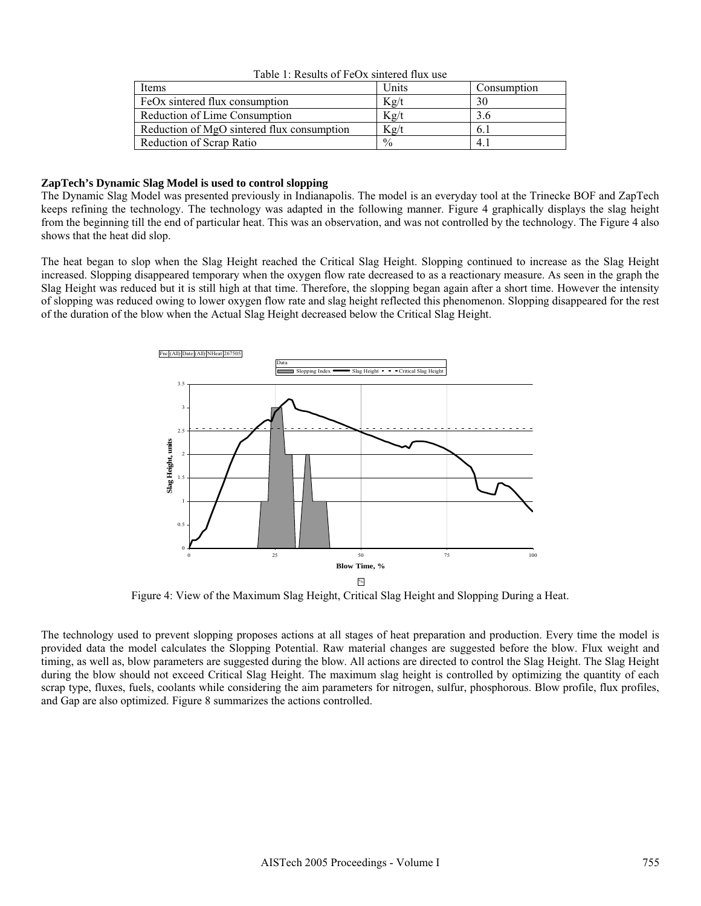Table 1: Results of FeOx sintered flux use

| Items | Units | Consumption |
|---|---|---|
| FeOx sintered flux consumption | Kg/t | 30 |
| Reduction of Lime Consumption | Kg/t | 3.6 |
| Reduction of MgO sintered flux consumption | Kg/t | 6.1 |
| Reduction of Scrap Ratio | % | 4.1 |

**ZapTech's Dynamic Slag Model is used to control slopping**

The Dynamic Slag Model was presented previously in Indianapolis. The model is an everyday tool at the Trinecke BOF and ZapTech keeps refining the technology. The technology was adapted in the following manner. Figure 4 graphically displays the slag height from the beginning till the end of particular heat. This was an observation, and was not controlled by the technology. The Figure 4 also shows that the heat did slop.

The heat began to slop when the Slag Height reached the Critical Slag Height. Slopping continued to increase as the Slag Height increased. Slopping disappeared temporary when the oxygen flow rate decreased to as a reactionary measure. As seen in the graph the Slag Height was reduced but it is still high at that time. Therefore, the slopping began again after a short time. However the intensity of slopping was reduced owing to lower oxygen flow rate and slag height reflected this phenomenon. Slopping disappeared for the rest of the duration of the blow when the Actual Slag Height decreased below the Critical Slag Height.

Figure 4: View of the Maximum Slag Height, Critical Slag Height and Slopping During a Heat.

The technology used to prevent slopping proposes actions at all stages of heat preparation and production. Every time the model is provided data the model calculates the Slopping Potential. Raw material changes are suggested before the blow. Flux weight and timing, as well as, blow parameters are suggested during the blow. All actions are directed to control the Slag Height. The Slag Height during the blow should not exceed Critical Slag Height. The maximum slag height is controlled by optimizing the quantity of each scrap type, fluxes, fuels, coolants while considering the aim parameters for nitrogen, sulfur, phosphorous. Blow profile, flux profiles, and Gap are also optimized. Figure 8 summarizes the actions controlled.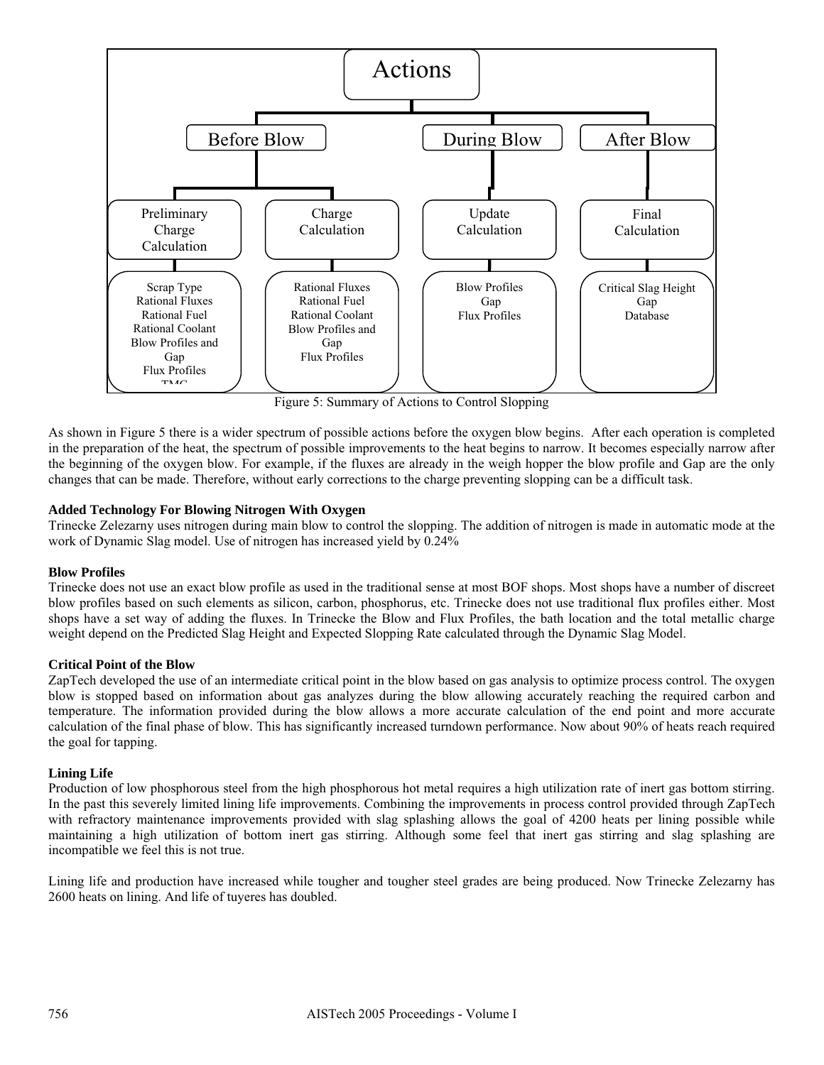**Actions**

- **Before Blow**
  - Preliminary Charge Calculation
    - Scrap Type
    - Rational Fluxes
    - Rational Fuel
    - Rational Coolant
    - Blow Profiles and Gap
    - Flux Profiles
    - TMC
  - Charge Calculation
    - Rational Fluxes
    - Rational Fuel
    - Rational Coolant
    - Blow Profiles and Gap
    - Flux Profiles
- **During Blow**
  - Update Calculation
    - Blow Profiles
    - Gap
    - Flux Profiles
- **After Blow**
  - Final Calculation
    - Critical Slag Height
    - Gap
    - Database

Figure 5: Summary of Actions to Control Slopping

As shown in Figure 5 there is a wider spectrum of possible actions before the oxygen blow begins. After each operation is completed in the preparation of the heat, the spectrum of possible improvements to the heat begins to narrow. It becomes especially narrow after the beginning of the oxygen blow. For example, if the fluxes are already in the weigh hopper the blow profile and Gap are the only changes that can be made. Therefore, without early corrections to the charge preventing slopping can be a difficult task.

**Added Technology For Blowing Nitrogen With Oxygen**

Trinecke Zelezarny uses nitrogen during main blow to control the slopping. The addition of nitrogen is made in automatic mode at the work of Dynamic Slag model. Use of nitrogen has increased yield by 0.24%

**Blow Profiles**

Trinecke does not use an exact blow profile as used in the traditional sense at most BOF shops. Most shops have a number of discreet blow profiles based on such elements as silicon, carbon, phosphorus, etc. Trinecke does not use traditional flux profiles either. Most shops have a set way of adding the fluxes. In Trinecke the Blow and Flux Profiles, the bath location and the total metallic charge weight depend on the Predicted Slag Height and Expected Slopping Rate calculated through the Dynamic Slag Model.

**Critical Point of the Blow**

ZapTech developed the use of an intermediate critical point in the blow based on gas analysis to optimize process control. The oxygen blow is stopped based on information about gas analyzes during the blow allowing accurately reaching the required carbon and temperature. The information provided during the blow allows a more accurate calculation of the end point and more accurate calculation of the final phase of blow. This has significantly increased turndown performance. Now about 90% of heats reach required the goal for tapping.

**Lining Life**

Production of low phosphorous steel from the high phosphorous hot metal requires a high utilization rate of inert gas bottom stirring. In the past this severely limited lining life improvements. Combining the improvements in process control provided through ZapTech with refractory maintenance improvements provided with slag splashing allows the goal of 4200 heats per lining possible while maintaining a high utilization of bottom inert gas stirring. Although some feel that inert gas stirring and slag splashing are incompatible we feel this is not true.

Lining life and production have increased while tougher and tougher steel grades are being produced. Now Trinecke Zelezarny has 2600 heats on lining. And life of tuyeres has doubled.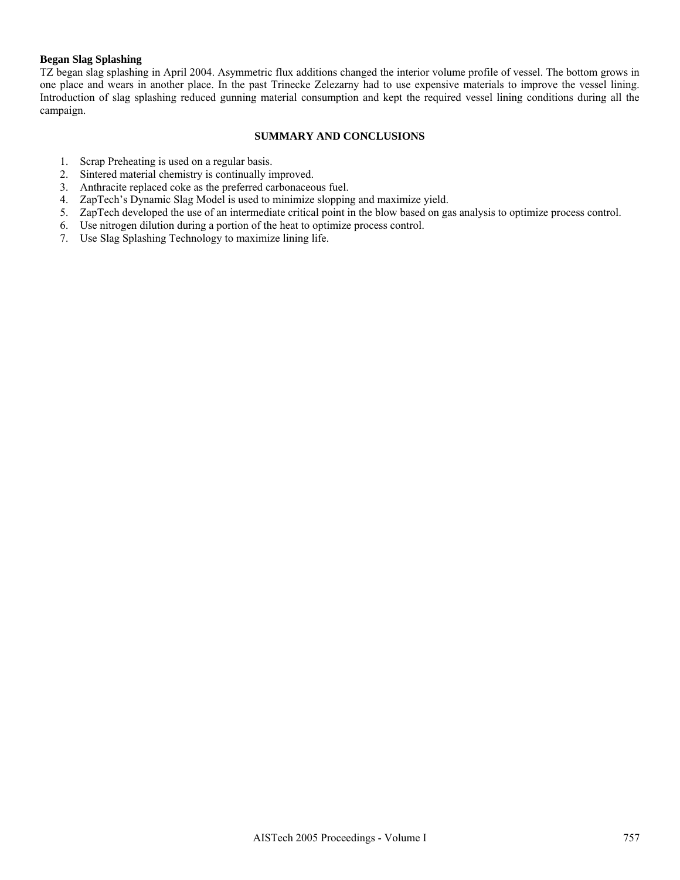**Began Slag Splashing**

TZ began slag splashing in April 2004. Asymmetric flux additions changed the interior volume profile of vessel. The bottom grows in one place and wears in another place. In the past Trinecke Zelezarny had to use expensive materials to improve the vessel lining. Introduction of slag splashing reduced gunning material consumption and kept the required vessel lining conditions during all the campaign.

## SUMMARY AND CONCLUSIONS

1. Scrap Preheating is used on a regular basis.
2. Sintered material chemistry is continually improved.
3. Anthracite replaced coke as the preferred carbonaceous fuel.
4. ZapTech's Dynamic Slag Model is used to minimize slopping and maximize yield.
5. ZapTech developed the use of an intermediate critical point in the blow based on gas analysis to optimize process control.
6. Use nitrogen dilution during a portion of the heat to optimize process control.
7. Use Slag Splashing Technology to maximize lining life.